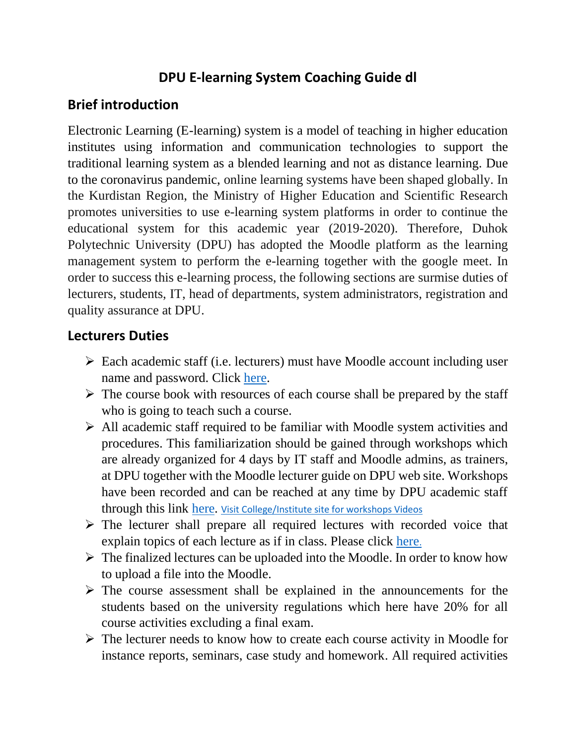# DPU E-learning System Coaching Guide dl

## Brief introduction

Electronic Learning (E-learning) system is a model of teaching in higher education institutes using information and communication technologies to support the traditional learning system as a blended learning and not as distance learning. Due to the coronavirus pandemic, online learning systems have been shaped globally. In the Kurdistan Region, the Ministry of Higher Education and Scientific Research promotes universities to use e-learning system platforms in order to continue the educational system for this academic year (2019-2020). Therefore, Duhok Polytechnic University (DPU) has adopted the Moodle platform as the learning management system to perform the e-learning together with the google meet. In order to success this e-learning process, the following sections are surmise duties of lecturers, students, IT, head of departments, system administrators, registration and quality assurance at DPU.

## Lecturers Duties

- Each academic staff (i.e. lecturers) must have Moodle account including user name and password. Click here.
- The course book with resources of each course shall be prepared by the staff who is going to teach such a course.
- All academic staff required to be familiar with Moodle system activities and procedures. This familiarization should be gained through workshops which are already organized for 4 days by IT staff and Moodle admins, as trainers, at DPU together with the Moodle lecturer guide on DPU web site. Workshops have been recorded and can be reached at any time by DPU academic staff through this link here. Visit College/Institute site for workshops Videos
- The lecturer shall prepare all required lectures with recorded voice that explain topics of each lecture as if in class. Please click here.
- The finalized lectures can be uploaded into the Moodle. In order to know how to upload a file into the Moodle.
- The course assessment shall be explained in the announcements for the students based on the university regulations which here have 20% for all course activities excluding a final exam.
- The lecturer needs to know how to create each course activity in Moodle for instance reports, seminars, case study and homework. All required activities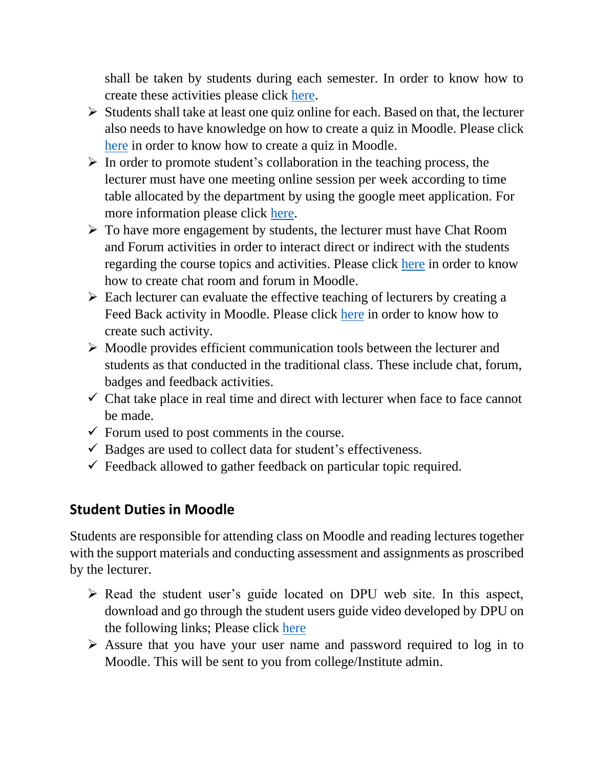shall be taken by students during each semester. In order to know how to create these activities please click here.

- Students shall take at least one quiz online for each. Based on that, the lecturer also needs to have knowledge on how to create a quiz in Moodle. Please click here in order to know how to create a quiz in Moodle.
- In order to promote student's collaboration in the teaching process, the lecturer must have one meeting online session per week according to time table allocated by the department by using the google meet application. For more information please click here.
- To have more engagement by students, the lecturer must have Chat Room and Forum activities in order to interact direct or indirect with the students regarding the course topics and activities. Please click here in order to know how to create chat room and forum in Moodle.
- Each lecturer can evaluate the effective teaching of lecturers by creating a Feed Back activity in Moodle. Please click here in order to know how to create such activity.
- Moodle provides efficient communication tools between the lecturer and students as that conducted in the traditional class. These include chat, forum, badges and feedback activities.
  - ✓ Chat take place in real time and direct with lecturer when face to face cannot be made.
  - ✓ Forum used to post comments in the course.
  - ✓ Badges are used to collect data for student's effectiveness.
  - ✓ Feedback allowed to gather feedback on particular topic required.

## Student Duties in Moodle

Students are responsible for attending class on Moodle and reading lectures together with the support materials and conducting assessment and assignments as proscribed by the lecturer.

- Read the student user's guide located on DPU web site. In this aspect, download and go through the student users guide video developed by DPU on the following links; Please click here
- Assure that you have your user name and password required to log in to Moodle. This will be sent to you from college/Institute admin.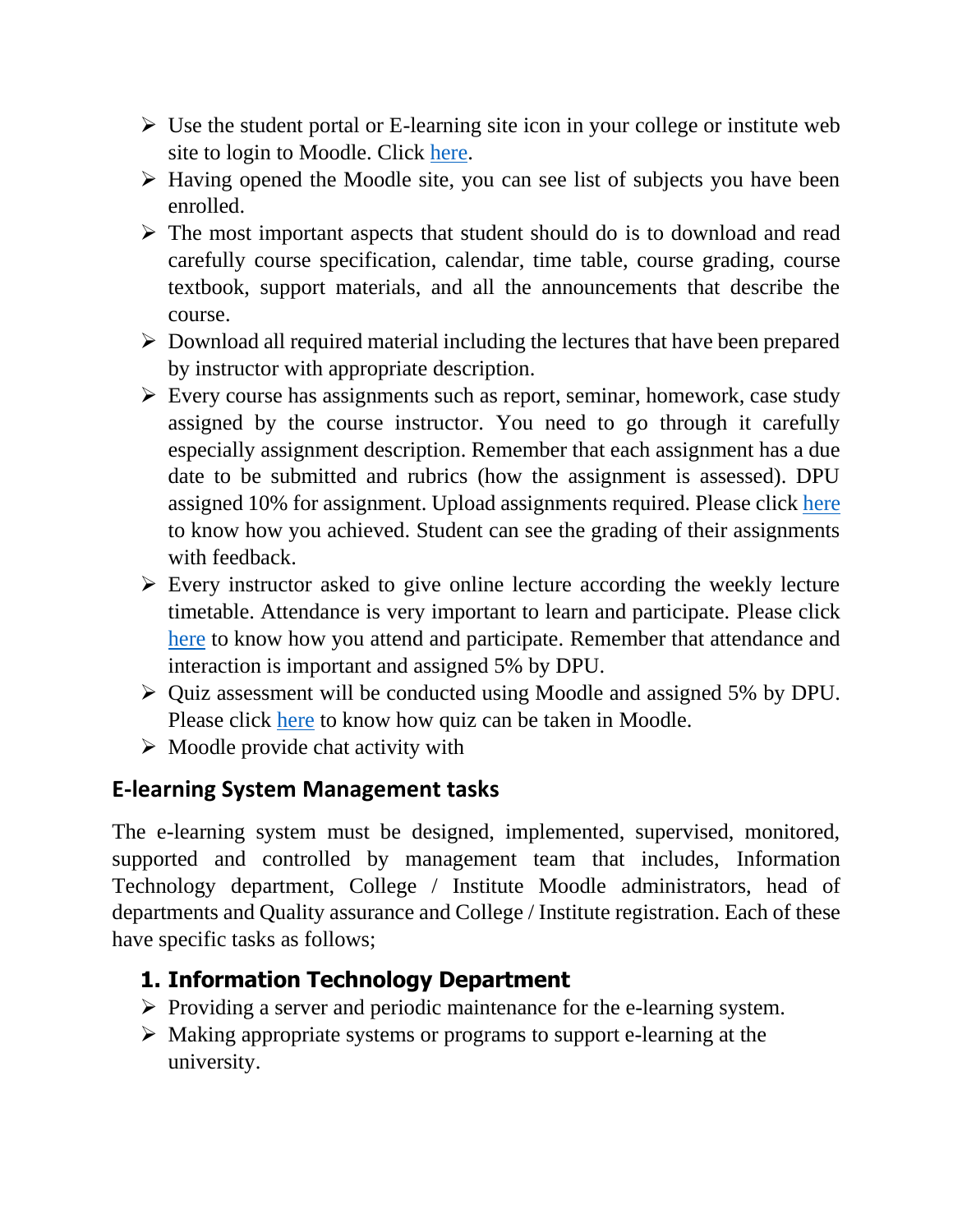- Use the student portal or E-learning site icon in your college or institute web site to login to Moodle. Click [here]().
- Having opened the Moodle site, you can see list of subjects you have been enrolled.
- The most important aspects that student should do is to download and read carefully course specification, calendar, time table, course grading, course textbook, support materials, and all the announcements that describe the course.
- Download all required material including the lectures that have been prepared by instructor with appropriate description.
- Every course has assignments such as report, seminar, homework, case study assigned by the course instructor. You need to go through it carefully especially assignment description. Remember that each assignment has a due date to be submitted and rubrics (how the assignment is assessed). DPU assigned 10% for assignment. Upload assignments required. Please click [here]() to know how you achieved. Student can see the grading of their assignments with feedback.
- Every instructor asked to give online lecture according the weekly lecture timetable. Attendance is very important to learn and participate. Please click [here]() to know how you attend and participate. Remember that attendance and interaction is important and assigned 5% by DPU.
- Quiz assessment will be conducted using Moodle and assigned 5% by DPU. Please click [here]() to know how quiz can be taken in Moodle.
- Moodle provide chat activity with

## E-learning System Management tasks

The e-learning system must be designed, implemented, supervised, monitored, supported and controlled by management team that includes, Information Technology department, College / Institute Moodle administrators, head of departments and Quality assurance and College / Institute registration. Each of these have specific tasks as follows;

### 1. Information Technology Department

- Providing a server and periodic maintenance for the e-learning system.
- Making appropriate systems or programs to support e-learning at the university.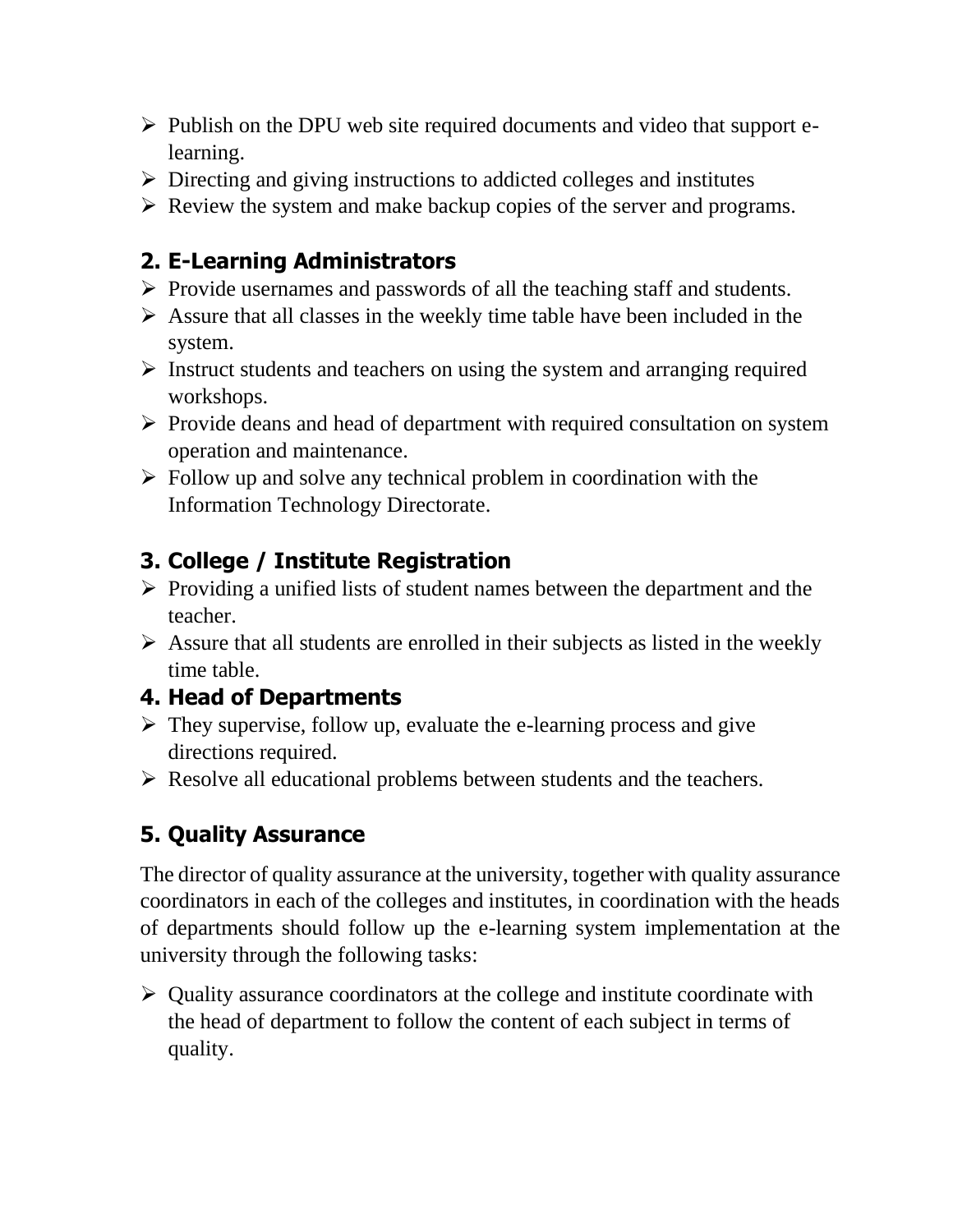- Publish on the DPU web site required documents and video that support e-learning.
- Directing and giving instructions to addicted colleges and institutes
- Review the system and make backup copies of the server and programs.

## 2. E-Learning Administrators

- Provide usernames and passwords of all the teaching staff and students.
- Assure that all classes in the weekly time table have been included in the system.
- Instruct students and teachers on using the system and arranging required workshops.
- Provide deans and head of department with required consultation on system operation and maintenance.
- Follow up and solve any technical problem in coordination with the Information Technology Directorate.

## 3. College / Institute Registration

- Providing a unified lists of student names between the department and the teacher.
- Assure that all students are enrolled in their subjects as listed in the weekly time table.

## 4. Head of Departments

- They supervise, follow up, evaluate the e-learning process and give directions required.
- Resolve all educational problems between students and the teachers.

## 5. Quality Assurance

The director of quality assurance at the university, together with quality assurance coordinators in each of the colleges and institutes, in coordination with the heads of departments should follow up the e-learning system implementation at the university through the following tasks:

- Quality assurance coordinators at the college and institute coordinate with the head of department to follow the content of each subject in terms of quality.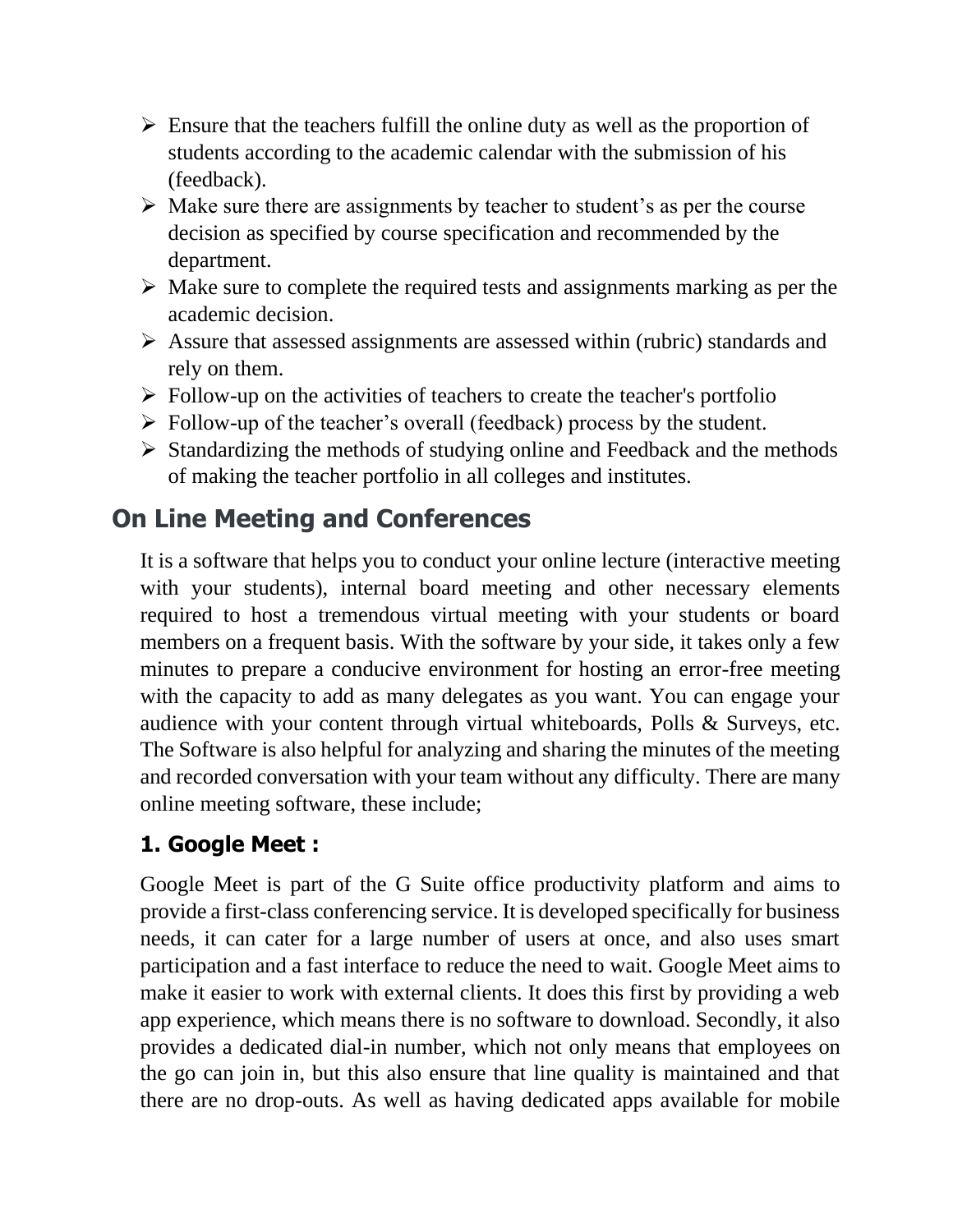- Ensure that the teachers fulfill the online duty as well as the proportion of students according to the academic calendar with the submission of his (feedback).
- Make sure there are assignments by teacher to student's as per the course decision as specified by course specification and recommended by the department.
- Make sure to complete the required tests and assignments marking as per the academic decision.
- Assure that assessed assignments are assessed within (rubric) standards and rely on them.
- Follow-up on the activities of teachers to create the teacher's portfolio
- Follow-up of the teacher's overall (feedback) process by the student.
- Standardizing the methods of studying online and Feedback and the methods of making the teacher portfolio in all colleges and institutes.

## On Line Meeting and Conferences

It is a software that helps you to conduct your online lecture (interactive meeting with your students), internal board meeting and other necessary elements required to host a tremendous virtual meeting with your students or board members on a frequent basis. With the software by your side, it takes only a few minutes to prepare a conducive environment for hosting an error-free meeting with the capacity to add as many delegates as you want. You can engage your audience with your content through virtual whiteboards, Polls & Surveys, etc. The Software is also helpful for analyzing and sharing the minutes of the meeting and recorded conversation with your team without any difficulty. There are many online meeting software, these include;

### 1. Google Meet :

Google Meet is part of the G Suite office productivity platform and aims to provide a first-class conferencing service. It is developed specifically for business needs, it can cater for a large number of users at once, and also uses smart participation and a fast interface to reduce the need to wait. Google Meet aims to make it easier to work with external clients. It does this first by providing a web app experience, which means there is no software to download. Secondly, it also provides a dedicated dial-in number, which not only means that employees on the go can join in, but this also ensure that line quality is maintained and that there are no drop-outs. As well as having dedicated apps available for mobile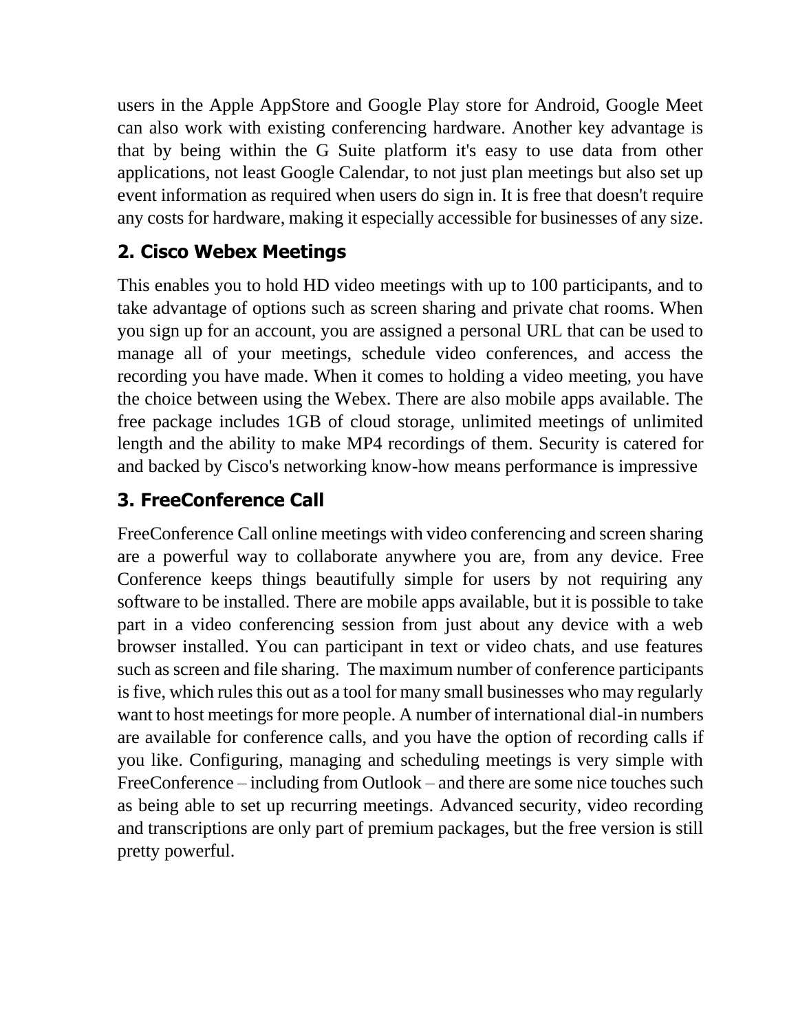users in the Apple AppStore and Google Play store for Android, Google Meet can also work with existing conferencing hardware. Another key advantage is that by being within the G Suite platform it's easy to use data from other applications, not least Google Calendar, to not just plan meetings but also set up event information as required when users do sign in. It is free that doesn't require any costs for hardware, making it especially accessible for businesses of any size.

## 2. Cisco Webex Meetings

This enables you to hold HD video meetings with up to 100 participants, and to take advantage of options such as screen sharing and private chat rooms. When you sign up for an account, you are assigned a personal URL that can be used to manage all of your meetings, schedule video conferences, and access the recording you have made. When it comes to holding a video meeting, you have the choice between using the Webex. There are also mobile apps available. The free package includes 1GB of cloud storage, unlimited meetings of unlimited length and the ability to make MP4 recordings of them. Security is catered for and backed by Cisco's networking know-how means performance is impressive

## 3. FreeConference Call

FreeConference Call online meetings with video conferencing and screen sharing are a powerful way to collaborate anywhere you are, from any device. Free Conference keeps things beautifully simple for users by not requiring any software to be installed. There are mobile apps available, but it is possible to take part in a video conferencing session from just about any device with a web browser installed. You can participant in text or video chats, and use features such as screen and file sharing. The maximum number of conference participants is five, which rules this out as a tool for many small businesses who may regularly want to host meetings for more people. A number of international dial-in numbers are available for conference calls, and you have the option of recording calls if you like. Configuring, managing and scheduling meetings is very simple with FreeConference – including from Outlook – and there are some nice touches such as being able to set up recurring meetings. Advanced security, video recording and transcriptions are only part of premium packages, but the free version is still pretty powerful.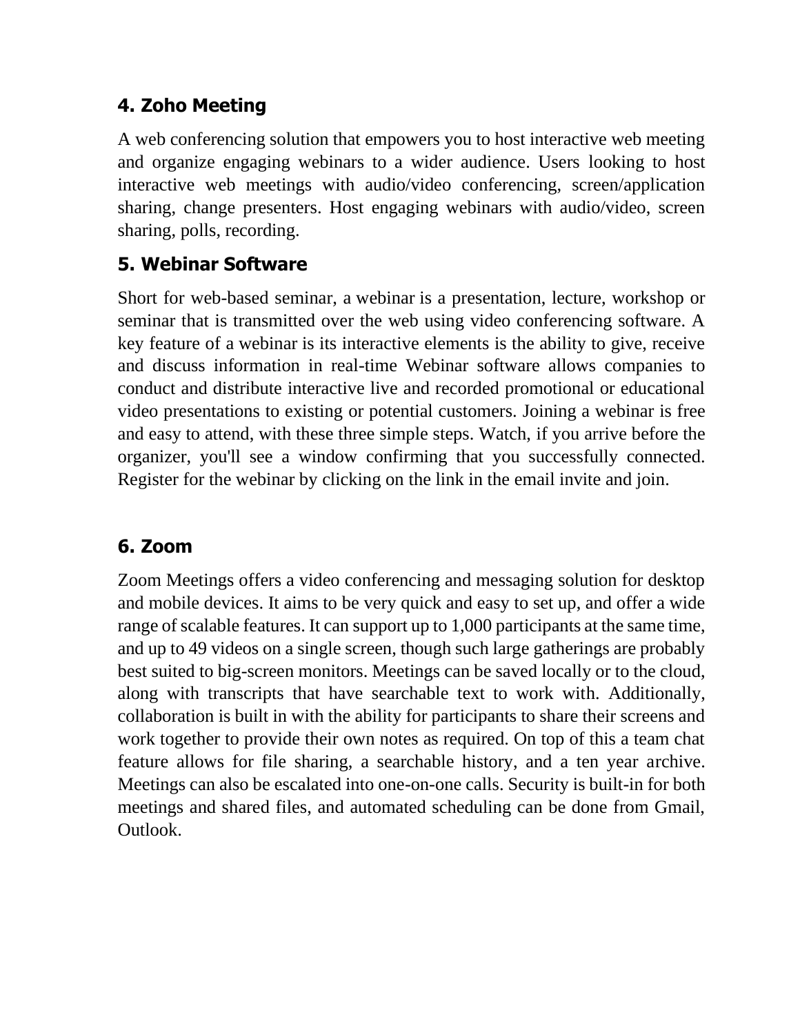### 4. Zoho Meeting

A web conferencing solution that empowers you to host interactive web meeting and organize engaging webinars to a wider audience. Users looking to host interactive web meetings with audio/video conferencing, screen/application sharing, change presenters. Host engaging webinars with audio/video, screen sharing, polls, recording.

### 5. Webinar Software

Short for web-based seminar, a webinar is a presentation, lecture, workshop or seminar that is transmitted over the web using video conferencing software. A key feature of a webinar is its interactive elements is the ability to give, receive and discuss information in real-time Webinar software allows companies to conduct and distribute interactive live and recorded promotional or educational video presentations to existing or potential customers. Joining a webinar is free and easy to attend, with these three simple steps. Watch, if you arrive before the organizer, you'll see a window confirming that you successfully connected. Register for the webinar by clicking on the link in the email invite and join.

### 6. Zoom

Zoom Meetings offers a video conferencing and messaging solution for desktop and mobile devices. It aims to be very quick and easy to set up, and offer a wide range of scalable features. It can support up to 1,000 participants at the same time, and up to 49 videos on a single screen, though such large gatherings are probably best suited to big-screen monitors. Meetings can be saved locally or to the cloud, along with transcripts that have searchable text to work with. Additionally, collaboration is built in with the ability for participants to share their screens and work together to provide their own notes as required. On top of this a team chat feature allows for file sharing, a searchable history, and a ten year archive. Meetings can also be escalated into one-on-one calls. Security is built-in for both meetings and shared files, and automated scheduling can be done from Gmail, Outlook.